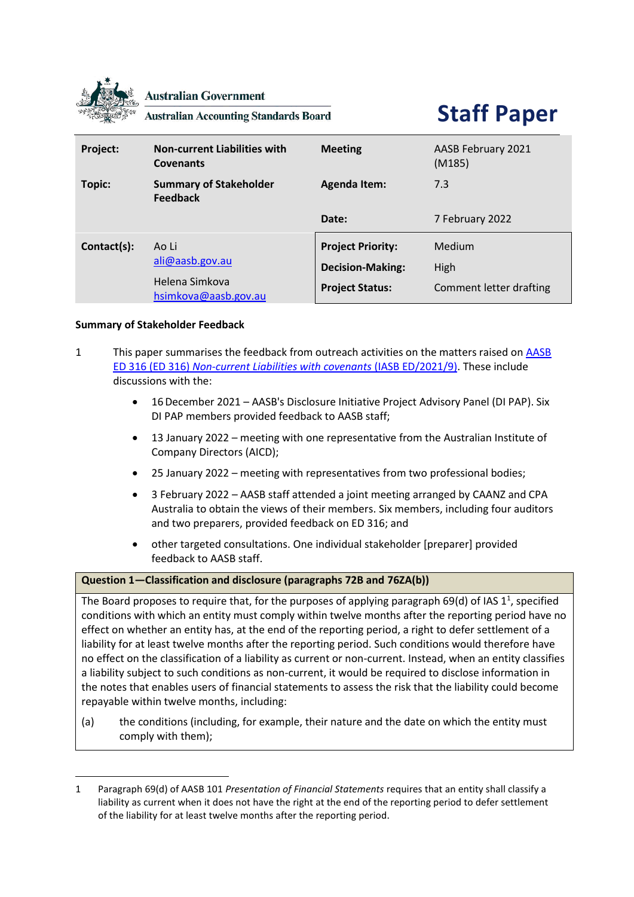Australian Government

Australian Accounting Standards Board

# Staff Paper

| | | | |
|---|---|---|---|
| **Project:** | **Non-current Liabilities with Covenants** | **Meeting** | AASB February 2021 (M185) |
| **Topic:** | **Summary of Stakeholder Feedback** | **Agenda Item:** | 7.3 |
| | | **Date:** | 7 February 2022 |
| **Contact(s):** | Ao Li<br>ali@aasb.gov.au<br>Helena Simkova<br>hsimkova@aasb.gov.au | **Project Priority:** | Medium |
| | | **Decision-Making:** | High |
| | | **Project Status:** | Comment letter drafting |

**Summary of Stakeholder Feedback**

1 This paper summarises the feedback from outreach activities on the matters raised on AASB ED 316 (ED 316) *Non-current Liabilities with covenants* (IASB ED/2021/9). These include discussions with the:

- 16 December 2021 – AASB's Disclosure Initiative Project Advisory Panel (DI PAP). Six DI PAP members provided feedback to AASB staff;
- 13 January 2022 – meeting with one representative from the Australian Institute of Company Directors (AICD);
- 25 January 2022 – meeting with representatives from two professional bodies;
- 3 February 2022 – AASB staff attended a joint meeting arranged by CAANZ and CPA Australia to obtain the views of their members. Six members, including four auditors and two preparers, provided feedback on ED 316; and
- other targeted consultations. One individual stakeholder [preparer] provided feedback to AASB staff.

| **Question 1—Classification and disclosure (paragraphs 72B and 76ZA(b))** |
|---|
| The Board proposes to require that, for the purposes of applying paragraph 69(d) of IAS 1[1], specified conditions with which an entity must comply within twelve months after the reporting period have no effect on whether an entity has, at the end of the reporting period, a right to defer settlement of a liability for at least twelve months after the reporting period. Such conditions would therefore have no effect on the classification of a liability as current or non-current. Instead, when an entity classifies a liability subject to such conditions as non-current, it would be required to disclose information in the notes that enables users of financial statements to assess the risk that the liability could become repayable within twelve months, including:<br>(a) the conditions (including, for example, their nature and the date on which the entity must comply with them); |

1 Paragraph 69(d) of AASB 101 *Presentation of Financial Statements* requires that an entity shall classify a liability as current when it does not have the right at the end of the reporting period to defer settlement of the liability for at least twelve months after the reporting period.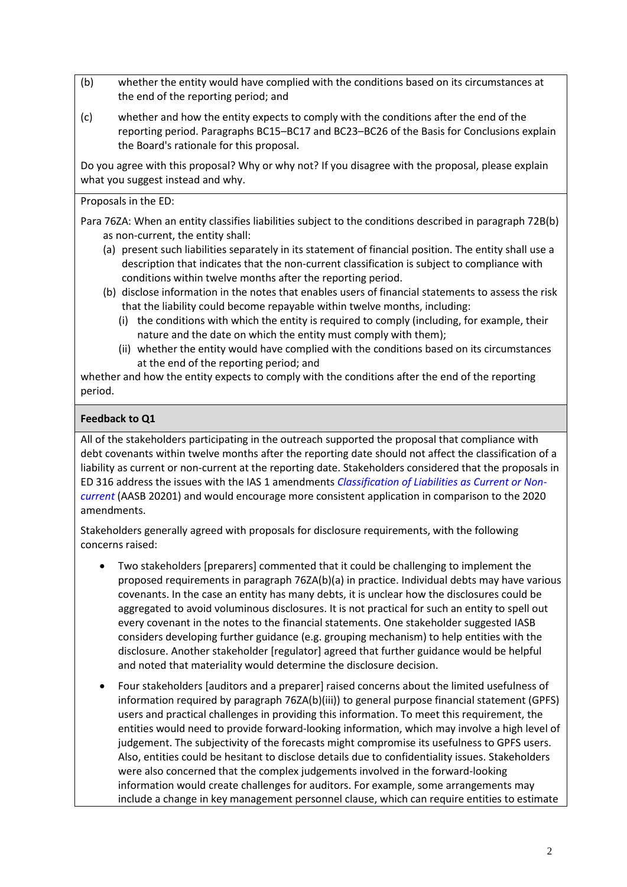(b) whether the entity would have complied with the conditions based on its circumstances at the end of the reporting period; and

(c) whether and how the entity expects to comply with the conditions after the end of the reporting period. Paragraphs BC15–BC17 and BC23–BC26 of the Basis for Conclusions explain the Board's rationale for this proposal.

Do you agree with this proposal? Why or why not? If you disagree with the proposal, please explain what you suggest instead and why.

Proposals in the ED:

Para 76ZA: When an entity classifies liabilities subject to the conditions described in paragraph 72B(b) as non-current, the entity shall:

(a) present such liabilities separately in its statement of financial position. The entity shall use a description that indicates that the non-current classification is subject to compliance with conditions within twelve months after the reporting period.

(b) disclose information in the notes that enables users of financial statements to assess the risk that the liability could become repayable within twelve months, including:

(i) the conditions with which the entity is required to comply (including, for example, their nature and the date on which the entity must comply with them);

(ii) whether the entity would have complied with the conditions based on its circumstances at the end of the reporting period; and

whether and how the entity expects to comply with the conditions after the end of the reporting period.

**Feedback to Q1**

All of the stakeholders participating in the outreach supported the proposal that compliance with debt covenants within twelve months after the reporting date should not affect the classification of a liability as current or non-current at the reporting date. Stakeholders considered that the proposals in ED 316 address the issues with the IAS 1 amendments *Classification of Liabilities as Current or Non-current* (AASB 20201) and would encourage more consistent application in comparison to the 2020 amendments.

Stakeholders generally agreed with proposals for disclosure requirements, with the following concerns raised:

- Two stakeholders [preparers] commented that it could be challenging to implement the proposed requirements in paragraph 76ZA(b)(a) in practice. Individual debts may have various covenants. In the case an entity has many debts, it is unclear how the disclosures could be aggregated to avoid voluminous disclosures. It is not practical for such an entity to spell out every covenant in the notes to the financial statements. One stakeholder suggested IASB considers developing further guidance (e.g. grouping mechanism) to help entities with the disclosure. Another stakeholder [regulator] agreed that further guidance would be helpful and noted that materiality would determine the disclosure decision.

- Four stakeholders [auditors and a preparer] raised concerns about the limited usefulness of information required by paragraph 76ZA(b)(iii)) to general purpose financial statement (GPFS) users and practical challenges in providing this information. To meet this requirement, the entities would need to provide forward-looking information, which may involve a high level of judgement. The subjectivity of the forecasts might compromise its usefulness to GPFS users. Also, entities could be hesitant to disclose details due to confidentiality issues. Stakeholders were also concerned that the complex judgements involved in the forward-looking information would create challenges for auditors. For example, some arrangements may include a change in key management personnel clause, which can require entities to estimate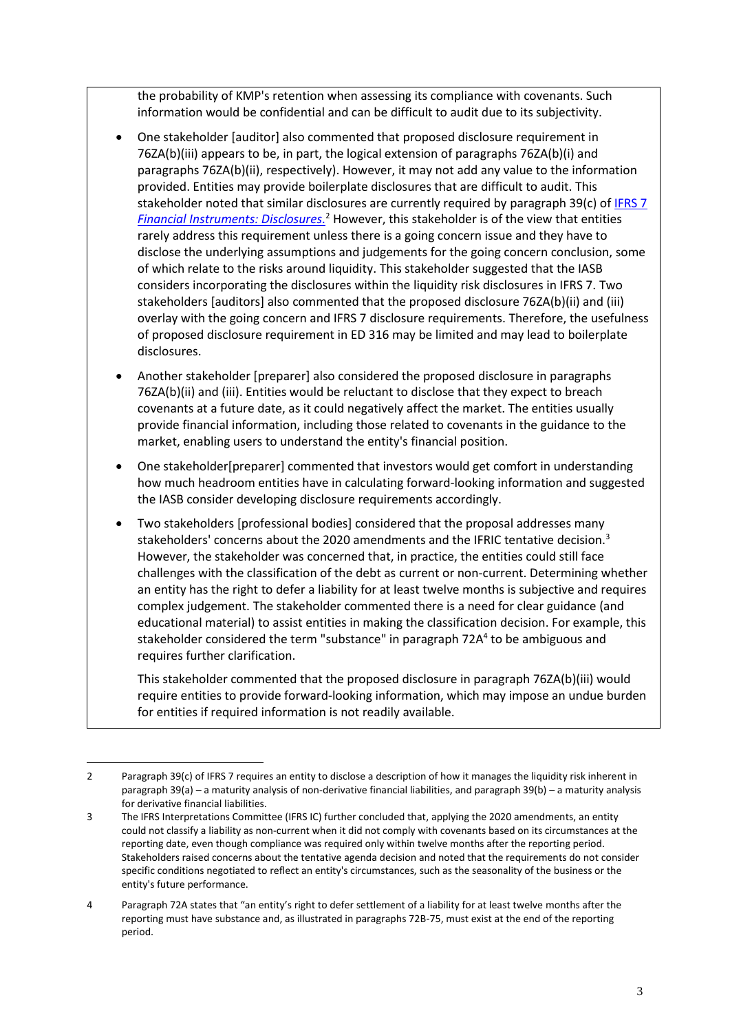the probability of KMP's retention when assessing its compliance with covenants. Such information would be confidential and can be difficult to audit due to its subjectivity.

- One stakeholder [auditor] also commented that proposed disclosure requirement in 76ZA(b)(iii) appears to be, in part, the logical extension of paragraphs 76ZA(b)(i) and paragraphs 76ZA(b)(ii), respectively). However, it may not add any value to the information provided. Entities may provide boilerplate disclosures that are difficult to audit. This stakeholder noted that similar disclosures are currently required by paragraph 39(c) of [IFRS 7 *Financial Instruments: Disclosures*.][2] However, this stakeholder is of the view that entities rarely address this requirement unless there is a going concern issue and they have to disclose the underlying assumptions and judgements for the going concern conclusion, some of which relate to the risks around liquidity. This stakeholder suggested that the IASB considers incorporating the disclosures within the liquidity risk disclosures in IFRS 7. Two stakeholders [auditors] also commented that the proposed disclosure 76ZA(b)(ii) and (iii) overlay with the going concern and IFRS 7 disclosure requirements. Therefore, the usefulness of proposed disclosure requirement in ED 316 may be limited and may lead to boilerplate disclosures.
- Another stakeholder [preparer] also considered the proposed disclosure in paragraphs 76ZA(b)(ii) and (iii). Entities would be reluctant to disclose that they expect to breach covenants at a future date, as it could negatively affect the market. The entities usually provide financial information, including those related to covenants in the guidance to the market, enabling users to understand the entity's financial position.
- One stakeholder[preparer] commented that investors would get comfort in understanding how much headroom entities have in calculating forward-looking information and suggested the IASB consider developing disclosure requirements accordingly.
- Two stakeholders [professional bodies] considered that the proposal addresses many stakeholders' concerns about the 2020 amendments and the IFRIC tentative decision.[3] However, the stakeholder was concerned that, in practice, the entities could still face challenges with the classification of the debt as current or non-current. Determining whether an entity has the right to defer a liability for at least twelve months is subjective and requires complex judgement. The stakeholder commented there is a need for clear guidance (and educational material) to assist entities in making the classification decision. For example, this stakeholder considered the term "substance" in paragraph 72A[4] to be ambiguous and requires further clarification.

  This stakeholder commented that the proposed disclosure in paragraph 76ZA(b)(iii) would require entities to provide forward-looking information, which may impose an undue burden for entities if required information is not readily available.

---

2 Paragraph 39(c) of IFRS 7 requires an entity to disclose a description of how it manages the liquidity risk inherent in paragraph 39(a) – a maturity analysis of non-derivative financial liabilities, and paragraph 39(b) – a maturity analysis for derivative financial liabilities.

3 The IFRS Interpretations Committee (IFRS IC) further concluded that, applying the 2020 amendments, an entity could not classify a liability as non-current when it did not comply with covenants based on its circumstances at the reporting date, even though compliance was required only within twelve months after the reporting period. Stakeholders raised concerns about the tentative agenda decision and noted that the requirements do not consider specific conditions negotiated to reflect an entity's circumstances, such as the seasonality of the business or the entity's future performance.

4 Paragraph 72A states that "an entity's right to defer settlement of a liability for at least twelve months after the reporting must have substance and, as illustrated in paragraphs 72B-75, must exist at the end of the reporting period.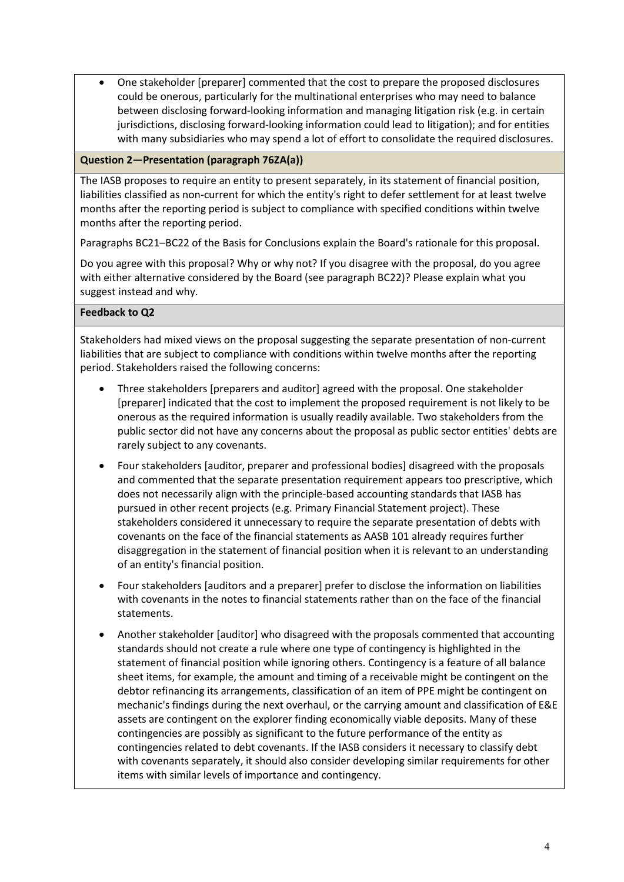- One stakeholder [preparer] commented that the cost to prepare the proposed disclosures could be onerous, particularly for the multinational enterprises who may need to balance between disclosing forward-looking information and managing litigation risk (e.g. in certain jurisdictions, disclosing forward-looking information could lead to litigation); and for entities with many subsidiaries who may spend a lot of effort to consolidate the required disclosures.

**Question 2—Presentation (paragraph 76ZA(a))**

The IASB proposes to require an entity to present separately, in its statement of financial position, liabilities classified as non-current for which the entity's right to defer settlement for at least twelve months after the reporting period is subject to compliance with specified conditions within twelve months after the reporting period.

Paragraphs BC21–BC22 of the Basis for Conclusions explain the Board's rationale for this proposal.

Do you agree with this proposal? Why or why not? If you disagree with the proposal, do you agree with either alternative considered by the Board (see paragraph BC22)? Please explain what you suggest instead and why.

**Feedback to Q2**

Stakeholders had mixed views on the proposal suggesting the separate presentation of non-current liabilities that are subject to compliance with conditions within twelve months after the reporting period. Stakeholders raised the following concerns:

- Three stakeholders [preparers and auditor] agreed with the proposal. One stakeholder [preparer] indicated that the cost to implement the proposed requirement is not likely to be onerous as the required information is usually readily available. Two stakeholders from the public sector did not have any concerns about the proposal as public sector entities' debts are rarely subject to any covenants.
- Four stakeholders [auditor, preparer and professional bodies] disagreed with the proposals and commented that the separate presentation requirement appears too prescriptive, which does not necessarily align with the principle-based accounting standards that IASB has pursued in other recent projects (e.g. Primary Financial Statement project). These stakeholders considered it unnecessary to require the separate presentation of debts with covenants on the face of the financial statements as AASB 101 already requires further disaggregation in the statement of financial position when it is relevant to an understanding of an entity's financial position.
- Four stakeholders [auditors and a preparer] prefer to disclose the information on liabilities with covenants in the notes to financial statements rather than on the face of the financial statements.
- Another stakeholder [auditor] who disagreed with the proposals commented that accounting standards should not create a rule where one type of contingency is highlighted in the statement of financial position while ignoring others. Contingency is a feature of all balance sheet items, for example, the amount and timing of a receivable might be contingent on the debtor refinancing its arrangements, classification of an item of PPE might be contingent on mechanic's findings during the next overhaul, or the carrying amount and classification of E&E assets are contingent on the explorer finding economically viable deposits. Many of these contingencies are possibly as significant to the future performance of the entity as contingencies related to debt covenants. If the IASB considers it necessary to classify debt with covenants separately, it should also consider developing similar requirements for other items with similar levels of importance and contingency.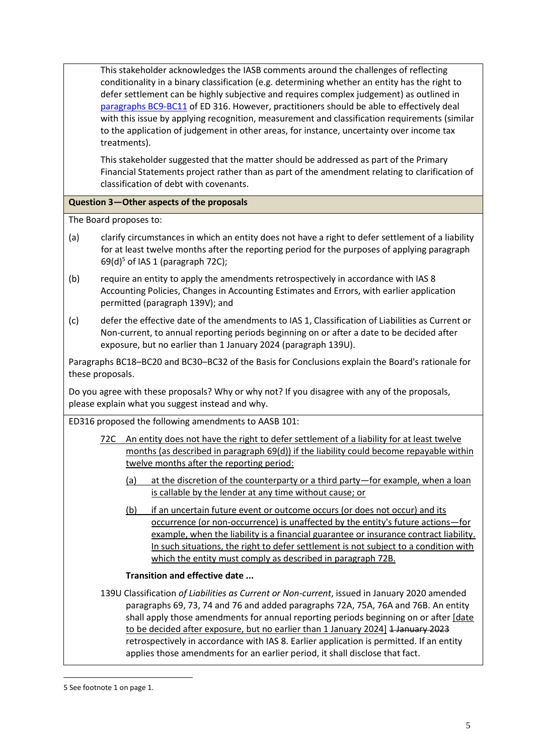This stakeholder acknowledges the IASB comments around the challenges of reflecting conditionality in a binary classification (e.g. determining whether an entity has the right to defer settlement can be highly subjective and requires complex judgement) as outlined in paragraphs BC9-BC11 of ED 316. However, practitioners should be able to effectively deal with this issue by applying recognition, measurement and classification requirements (similar to the application of judgement in other areas, for instance, uncertainty over income tax treatments).

This stakeholder suggested that the matter should be addressed as part of the Primary Financial Statements project rather than as part of the amendment relating to clarification of classification of debt with covenants.

**Question 3—Other aspects of the proposals**

The Board proposes to:

(a) clarify circumstances in which an entity does not have a right to defer settlement of a liability for at least twelve months after the reporting period for the purposes of applying paragraph 69(d)[5] of IAS 1 (paragraph 72C);

(b) require an entity to apply the amendments retrospectively in accordance with IAS 8 Accounting Policies, Changes in Accounting Estimates and Errors, with earlier application permitted (paragraph 139V); and

(c) defer the effective date of the amendments to IAS 1, Classification of Liabilities as Current or Non-current, to annual reporting periods beginning on or after a date to be decided after exposure, but no earlier than 1 January 2024 (paragraph 139U).

Paragraphs BC18–BC20 and BC30–BC32 of the Basis for Conclusions explain the Board's rationale for these proposals.

Do you agree with these proposals? Why or why not? If you disagree with any of the proposals, please explain what you suggest instead and why.

ED316 proposed the following amendments to AASB 101:

> 72C An entity does not have the right to defer settlement of a liability for at least twelve months (as described in paragraph 69(d)) if the liability could become repayable within twelve months after the reporting period:
>
> (a) at the discretion of the counterparty or a third party—for example, when a loan is callable by the lender at any time without cause; or
>
> (b) if an uncertain future event or outcome occurs (or does not occur) and its occurrence (or non-occurrence) is unaffected by the entity's future actions—for example, when the liability is a financial guarantee or insurance contract liability. In such situations, the right to defer settlement is not subject to a condition with which the entity must comply as described in paragraph 72B.
>
> **Transition and effective date ...**
>
> 139U Classification *of Liabilities as Current or Non-current*, issued in January 2020 amended paragraphs 69, 73, 74 and 76 and added paragraphs 72A, 75A, 76A and 76B. An entity shall apply those amendments for annual reporting periods beginning on or after [date to be decided after exposure, but no earlier than 1 January 2024] ~~1 January 2023~~ retrospectively in accordance with IAS 8. Earlier application is permitted. If an entity applies those amendments for an earlier period, it shall disclose that fact.

5 See footnote 1 on page 1.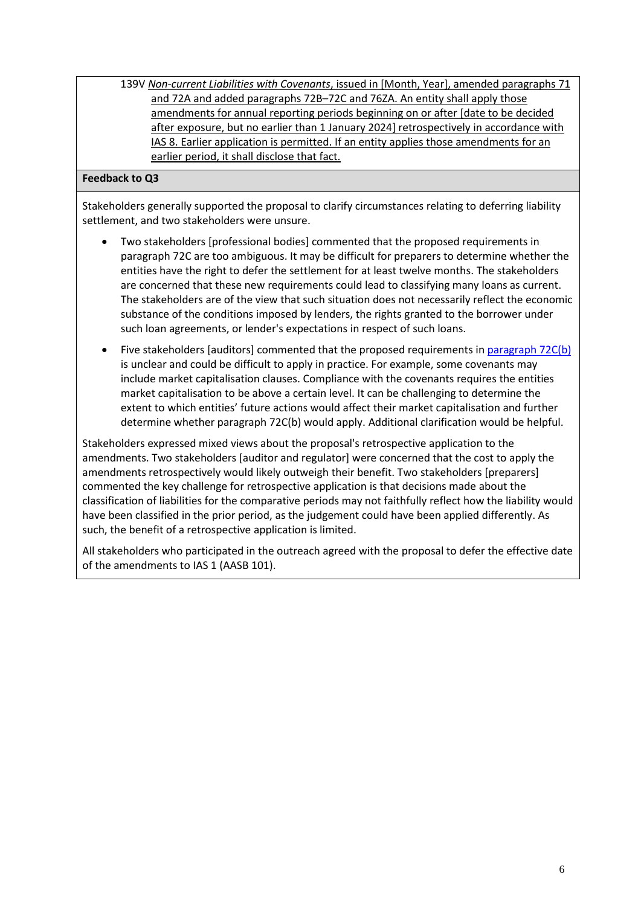139V *Non-current Liabilities with Covenants*, issued in [Month, Year], amended paragraphs 71 and 72A and added paragraphs 72B–72C and 76ZA. An entity shall apply those amendments for annual reporting periods beginning on or after [date to be decided after exposure, but no earlier than 1 January 2024] retrospectively in accordance with IAS 8. Earlier application is permitted. If an entity applies those amendments for an earlier period, it shall disclose that fact.

**Feedback to Q3**

Stakeholders generally supported the proposal to clarify circumstances relating to deferring liability settlement, and two stakeholders were unsure.

- Two stakeholders [professional bodies] commented that the proposed requirements in paragraph 72C are too ambiguous. It may be difficult for preparers to determine whether the entities have the right to defer the settlement for at least twelve months. The stakeholders are concerned that these new requirements could lead to classifying many loans as current. The stakeholders are of the view that such situation does not necessarily reflect the economic substance of the conditions imposed by lenders, the rights granted to the borrower under such loan agreements, or lender's expectations in respect of such loans.
- Five stakeholders [auditors] commented that the proposed requirements in paragraph 72C(b) is unclear and could be difficult to apply in practice. For example, some covenants may include market capitalisation clauses. Compliance with the covenants requires the entities market capitalisation to be above a certain level. It can be challenging to determine the extent to which entities' future actions would affect their market capitalisation and further determine whether paragraph 72C(b) would apply. Additional clarification would be helpful.

Stakeholders expressed mixed views about the proposal's retrospective application to the amendments. Two stakeholders [auditor and regulator] were concerned that the cost to apply the amendments retrospectively would likely outweigh their benefit. Two stakeholders [preparers] commented the key challenge for retrospective application is that decisions made about the classification of liabilities for the comparative periods may not faithfully reflect how the liability would have been classified in the prior period, as the judgement could have been applied differently. As such, the benefit of a retrospective application is limited.

All stakeholders who participated in the outreach agreed with the proposal to defer the effective date of the amendments to IAS 1 (AASB 101).